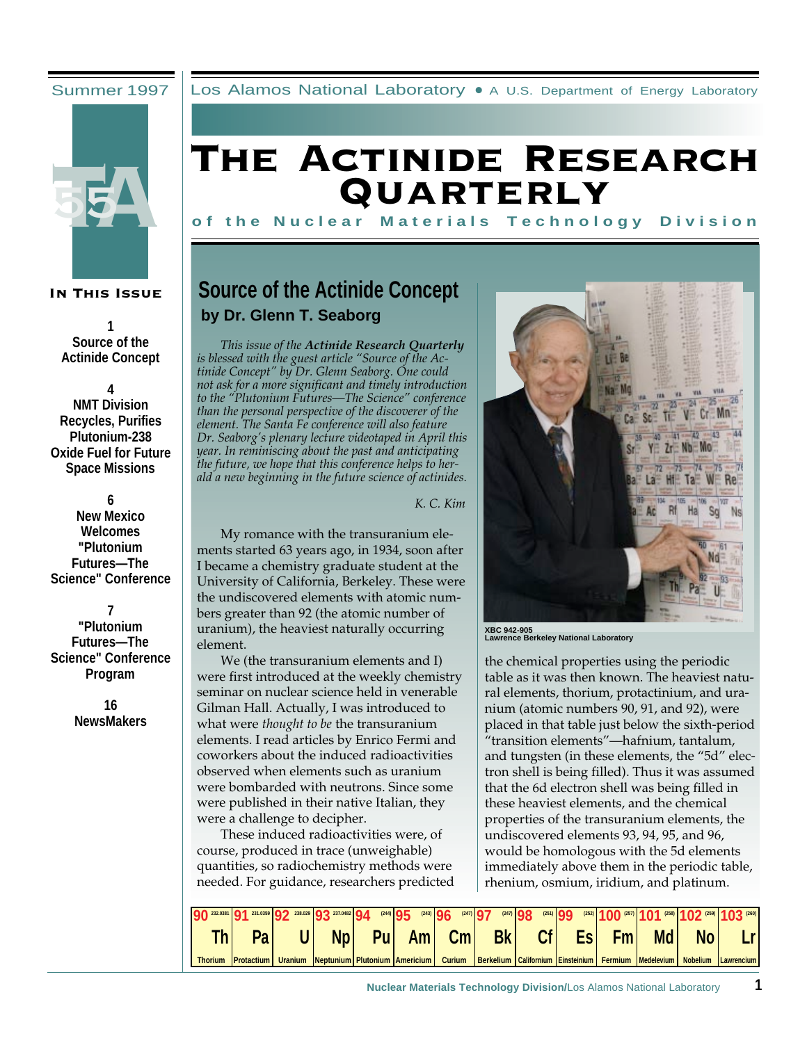Summer 1997

Los Alamos National Laboratory • A U.S. Department of Energy Laboratory

# The Actinide Research Quarterly

**of the Nuclear Materials Technology Division**

**In This Issue**

1 Source of the Actinide Concept

4 NMT Division Recycles, Purifies Plutonium-238 Oxide Fuel for Future Space Missions

6 New Mexico Welcomes "Plutonium Futures—The Science" Conference

7 "Plutonium Futures—The Science" Conference Program

16 NewsMakers

## Source of the Actinide Concept

**by Dr. Glenn T. Seaborg**

*This issue of the* ***Actinide Research Quarterly*** *is blessed with the guest article "Source of the Actinide Concept" by Dr. Glenn Seaborg. One could not ask for a more significant and timely introduction to the "Plutonium Futures—The Science" conference than the personal perspective of the discoverer of the element. The Santa Fe conference will also feature Dr. Seaborg's plenary lecture videotaped in April this year. In reminiscing about the past and anticipating the future, we hope that this conference helps to herald a new beginning in the future science of actinides.*

*K. C. Kim*

My romance with the transuranium elements started 63 years ago, in 1934, soon after I became a chemistry graduate student at the University of California, Berkeley. These were the undiscovered elements with atomic numbers greater than 92 (the atomic number of uranium), the heaviest naturally occurring element.

We (the transuranium elements and I) were first introduced at the weekly chemistry seminar on nuclear science held in venerable Gilman Hall. Actually, I was introduced to what were *thought to be* the transuranium elements. I read articles by Enrico Fermi and coworkers about the induced radioactivities observed when elements such as uranium were bombarded with neutrons. Since some were published in their native Italian, they were a challenge to decipher.

These induced radioactivities were, of course, produced in trace (unweighable) quantities, so radiochemistry methods were needed. For guidance, researchers predicted the chemical properties using the periodic table as it was then known. The heaviest natural elements, thorium, protactinium, and uranium (atomic numbers 90, 91, and 92), were placed in that table just below the sixth-period "transition elements"—hafnium, tantalum, and tungsten (in these elements, the "5d" electron shell is being filled). Thus it was assumed that the 6d electron shell was being filled in these heaviest elements, and the chemical properties of the transuranium elements, the undiscovered elements 93, 94, 95, and 96, would be homologous with the 5d elements immediately above them in the periodic table, rhenium, osmium, iridium, and platinum.

XBC 942-905
Lawrence Berkeley National Laboratory

| 90 232.0381 | 91 231.0359 | 92 238.029 | 93 237.0482 | 94 (244) | 95 (243) | 96 (247) | 97 (247) | 98 (251) | 99 (252) | 100 (257) | 101 (258) | 102 (259) | 103 (260) |
|---|---|---|---|---|---|---|---|---|---|---|---|---|---|
| Th | Pa | U | Np | Pu | Am | Cm | Bk | Cf | Es | Fm | Md | No | Lr |
| Thorium | Protactinium | Uranium | Neptunium | Plutonium | Americium | Curium | Berkelium | Californium | Einsteinium | Fermium | Medelevium | Nobelium | Lawrencium |

Nuclear Materials Technology Division/Los Alamos National Laboratory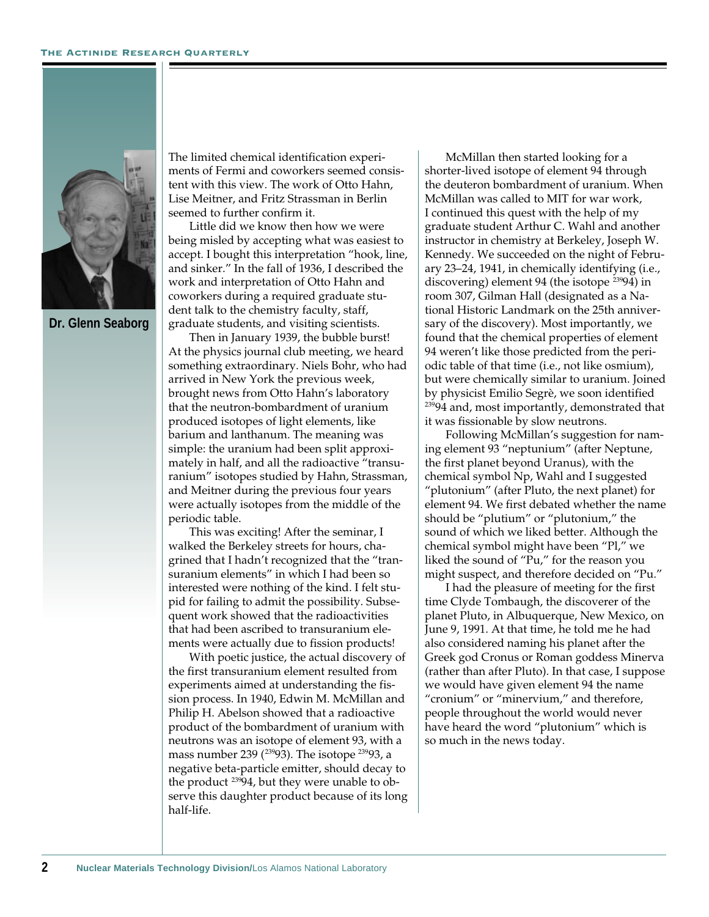Dr. Glenn Seaborg

The limited chemical identification experiments of Fermi and coworkers seemed consistent with this view. The work of Otto Hahn, Lise Meitner, and Fritz Strassman in Berlin seemed to further confirm it.

Little did we know then how we were being misled by accepting what was easiest to accept. I bought this interpretation "hook, line, and sinker." In the fall of 1936, I described the work and interpretation of Otto Hahn and coworkers during a required graduate student talk to the chemistry faculty, staff, graduate students, and visiting scientists.

Then in January 1939, the bubble burst! At the physics journal club meeting, we heard something extraordinary. Niels Bohr, who had arrived in New York the previous week, brought news from Otto Hahn's laboratory that the neutron-bombardment of uranium produced isotopes of light elements, like barium and lanthanum. The meaning was simple: the uranium had been split approximately in half, and all the radioactive "transuranium" isotopes studied by Hahn, Strassman, and Meitner during the previous four years were actually isotopes from the middle of the periodic table.

This was exciting! After the seminar, I walked the Berkeley streets for hours, chagrined that I hadn't recognized that the "transuranium elements" in which I had been so interested were nothing of the kind. I felt stupid for failing to admit the possibility. Subsequent work showed that the radioactivities that had been ascribed to transuranium elements were actually due to fission products!

With poetic justice, the actual discovery of the first transuranium element resulted from experiments aimed at understanding the fission process. In 1940, Edwin M. McMillan and Philip H. Abelson showed that a radioactive product of the bombardment of uranium with neutrons was an isotope of element 93, with a mass number 239 ($^{239}93$). The isotope $^{239}93$, a negative beta-particle emitter, should decay to the product $^{239}94$, but they were unable to observe this daughter product because of its long half-life.

McMillan then started looking for a shorter-lived isotope of element 94 through the deuteron bombardment of uranium. When McMillan was called to MIT for war work, I continued this quest with the help of my graduate student Arthur C. Wahl and another instructor in chemistry at Berkeley, Joseph W. Kennedy. We succeeded on the night of February 23–24, 1941, in chemically identifying (i.e., discovering) element 94 (the isotope $^{238}94$) in room 307, Gilman Hall (designated as a National Historic Landmark on the 25th anniversary of the discovery). Most importantly, we found that the chemical properties of element 94 weren't like those predicted from the periodic table of that time (i.e., not like osmium), but were chemically similar to uranium. Joined by physicist Emilio Segrè, we soon identified $^{239}94$ and, most importantly, demonstrated that it was fissionable by slow neutrons.

Following McMillan's suggestion for naming element 93 "neptunium" (after Neptune, the first planet beyond Uranus), with the chemical symbol Np, Wahl and I suggested "plutonium" (after Pluto, the next planet) for element 94. We first debated whether the name should be "plutium" or "plutonium," the sound of which we liked better. Although the chemical symbol might have been "Pl," we liked the sound of "Pu," for the reason you might suspect, and therefore decided on "Pu."

I had the pleasure of meeting for the first time Clyde Tombaugh, the discoverer of the planet Pluto, in Albuquerque, New Mexico, on June 9, 1991. At that time, he told me he had also considered naming his planet after the Greek god Cronus or Roman goddess Minerva (rather than after Pluto). In that case, I suppose we would have given element 94 the name "cronium" or "minervium," and therefore, people throughout the world would never have heard the word "plutonium" which is so much in the news today.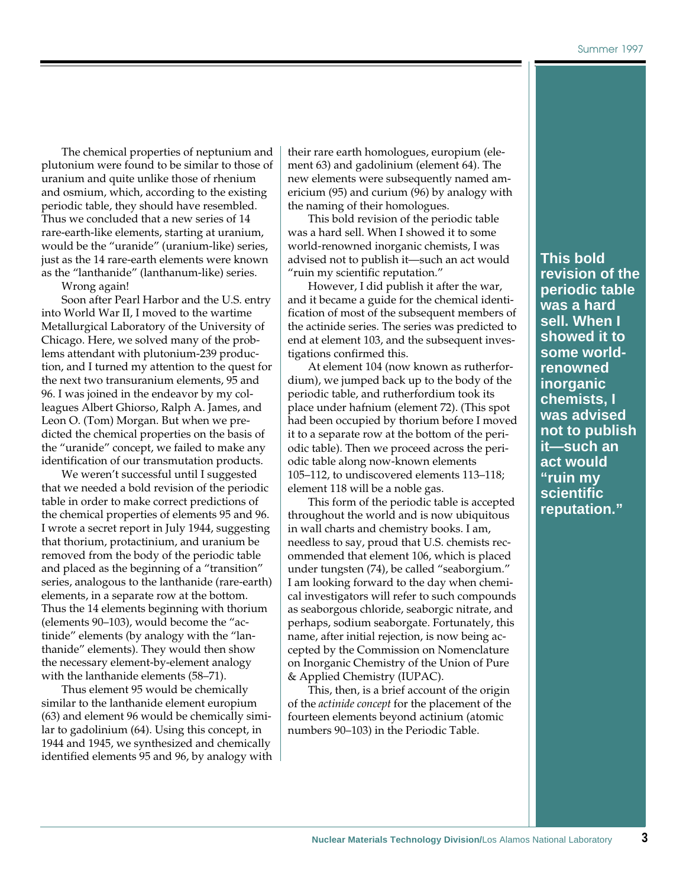The chemical properties of neptunium and plutonium were found to be similar to those of uranium and quite unlike those of rhenium and osmium, which, according to the existing periodic table, they should have resembled. Thus we concluded that a new series of 14 rare-earth-like elements, starting at uranium, would be the "uranide" (uranium-like) series, just as the 14 rare-earth elements were known as the "lanthanide" (lanthanum-like) series.

Wrong again!

Soon after Pearl Harbor and the U.S. entry into World War II, I moved to the wartime Metallurgical Laboratory of the University of Chicago. Here, we solved many of the problems attendant with plutonium-239 production, and I turned my attention to the quest for the next two transuranium elements, 95 and 96. I was joined in the endeavor by my colleagues Albert Ghiorso, Ralph A. James, and Leon O. (Tom) Morgan. But when we predicted the chemical properties on the basis of the "uranide" concept, we failed to make any identification of our transmutation products.

We weren't successful until I suggested that we needed a bold revision of the periodic table in order to make correct predictions of the chemical properties of elements 95 and 96. I wrote a secret report in July 1944, suggesting that thorium, protactinium, and uranium be removed from the body of the periodic table and placed as the beginning of a "transition" series, analogous to the lanthanide (rare-earth) elements, in a separate row at the bottom. Thus the 14 elements beginning with thorium (elements 90–103), would become the "actinide" elements (by analogy with the "lanthanide" elements). They would then show the necessary element-by-element analogy with the lanthanide elements (58–71).

Thus element 95 would be chemically similar to the lanthanide element europium (63) and element 96 would be chemically similar to gadolinium (64). Using this concept, in 1944 and 1945, we synthesized and chemically identified elements 95 and 96, by analogy with their rare earth homologues, europium (element 63) and gadolinium (element 64). The new elements were subsequently named americium (95) and curium (96) by analogy with the naming of their homologues.

This bold revision of the periodic table was a hard sell. When I showed it to some world-renowned inorganic chemists, I was advised not to publish it—such an act would "ruin my scientific reputation."

However, I did publish it after the war, and it became a guide for the chemical identification of most of the subsequent members of the actinide series. The series was predicted to end at element 103, and the subsequent investigations confirmed this.

At element 104 (now known as rutherfordium), we jumped back up to the body of the periodic table, and rutherfordium took its place under hafnium (element 72). (This spot had been occupied by thorium before I moved it to a separate row at the bottom of the periodic table). Then we proceed across the periodic table along now-known elements 105–112, to undiscovered elements 113–118; element 118 will be a noble gas.

This form of the periodic table is accepted throughout the world and is now ubiquitous in wall charts and chemistry books. I am, needless to say, proud that U.S. chemists recommended that element 106, which is placed under tungsten (74), be called "seaborgium." I am looking forward to the day when chemical investigators will refer to such compounds as seaborgous chloride, seaborgic nitrate, and perhaps, sodium seaborgate. Fortunately, this name, after initial rejection, is now being accepted by the Commission on Nomenclature on Inorganic Chemistry of the Union of Pure & Applied Chemistry (IUPAC).

This, then, is a brief account of the origin of the *actinide concept* for the placement of the fourteen elements beyond actinium (atomic numbers 90–103) in the Periodic Table.

**This bold revision of the periodic table was a hard sell. When I showed it to some world-renowned inorganic chemists, I was advised not to publish it—such an act would "ruin my scientific reputation."**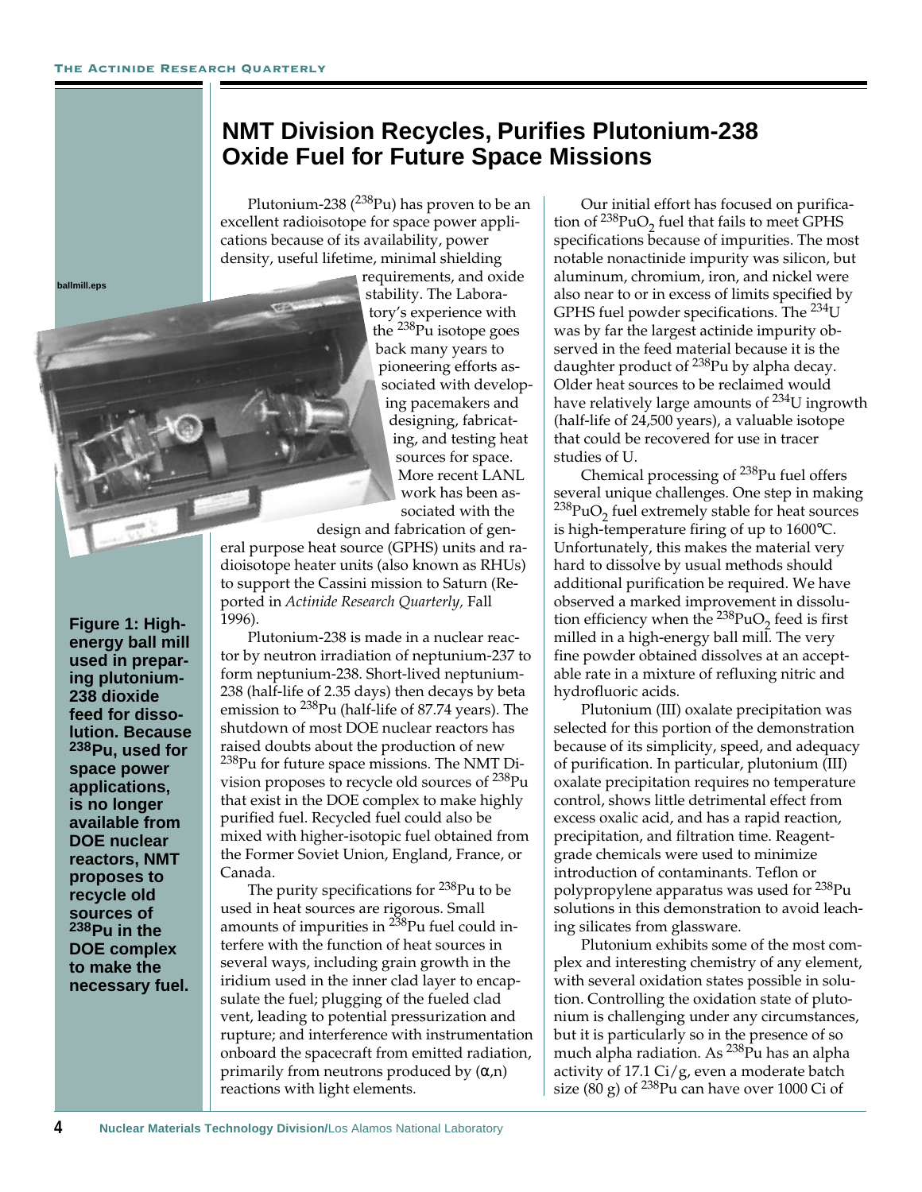# NMT Division Recycles, Purifies Plutonium-238 Oxide Fuel for Future Space Missions

ballmill.eps

**Figure 1: High-energy ball mill used in preparing plutonium-238 dioxide feed for dissolution. Because $^{238}Pu$, used for space power applications, is no longer available from DOE nuclear reactors, NMT proposes to recycle old sources of $^{238}Pu$ in the DOE complex to make the necessary fuel.**

Plutonium-238 ($^{238}Pu$) has proven to be an excellent radioisotope for space power applications because of its availability, power density, useful lifetime, minimal shielding requirements, and oxide stability. The Laboratory's experience with the $^{238}Pu$ isotope goes back many years to pioneering efforts associated with developing pacemakers and designing, fabricating, and testing heat sources for space. More recent LANL work has been associated with the design and fabrication of general purpose heat source (GPHS) units and radioisotope heater units (also known as RHUs) to support the Cassini mission to Saturn (Reported in *Actinide Research Quarterly,* Fall 1996).

Plutonium-238 is made in a nuclear reactor by neutron irradiation of neptunium-237 to form neptunium-238. Short-lived neptunium-238 (half-life of 2.35 days) then decays by beta emission to $^{238}Pu$ (half-life of 87.74 years). The shutdown of most DOE nuclear reactors has raised doubts about the production of new $^{238}Pu$ for future space missions. The NMT Division proposes to recycle old sources of $^{238}Pu$ that exist in the DOE complex to make highly purified fuel. Recycled fuel could also be mixed with higher-isotopic fuel obtained from the Former Soviet Union, England, France, or Canada.

The purity specifications for $^{238}Pu$ to be used in heat sources are rigorous. Small amounts of impurities in $^{238}Pu$ fuel could interfere with the function of heat sources in several ways, including grain growth in the iridium used in the inner clad layer to encapsulate the fuel; plugging of the fueled clad vent, leading to potential pressurization and rupture; and interference with instrumentation onboard the spacecraft from emitted radiation, primarily from neutrons produced by ($\alpha$,n) reactions with light elements.

Our initial effort has focused on purification of $^{238}PuO_2$ fuel that fails to meet GPHS specifications because of impurities. The most notable nonactinide impurity was silicon, but aluminum, chromium, iron, and nickel were also near to or in excess of limits specified by GPHS fuel powder specifications. The $^{234}U$ was by far the largest actinide impurity observed in the feed material because it is the daughter product of $^{238}Pu$ by alpha decay. Older heat sources to be reclaimed would have relatively large amounts of $^{234}U$ ingrowth (half-life of 24,500 years), a valuable isotope that could be recovered for use in tracer studies of U.

Chemical processing of $^{238}Pu$ fuel offers several unique challenges. One step in making $^{238}PuO_2$ fuel extremely stable for heat sources is high-temperature firing of up to 1600°C. Unfortunately, this makes the material very hard to dissolve by usual methods should additional purification be required. We have observed a marked improvement in dissolution efficiency when the $^{238}PuO_2$ feed is first milled in a high-energy ball mill. The very fine powder obtained dissolves at an acceptable rate in a mixture of refluxing nitric and hydrofluoric acids.

Plutonium (III) oxalate precipitation was selected for this portion of the demonstration because of its simplicity, speed, and adequacy of purification. In particular, plutonium (III) oxalate precipitation requires no temperature control, shows little detrimental effect from excess oxalic acid, and has a rapid reaction, precipitation, and filtration time. Reagent-grade chemicals were used to minimize introduction of contaminants. Teflon or polypropylene apparatus was used for $^{238}Pu$ solutions in this demonstration to avoid leaching silicates from glassware.

Plutonium exhibits some of the most complex and interesting chemistry of any element, with several oxidation states possible in solution. Controlling the oxidation state of plutonium is challenging under any circumstances, but it is particularly so in the presence of so much alpha radiation. As $^{238}Pu$ has an alpha activity of 17.1 Ci/g, even a moderate batch size (80 g) of $^{238}Pu$ can have over 1000 Ci of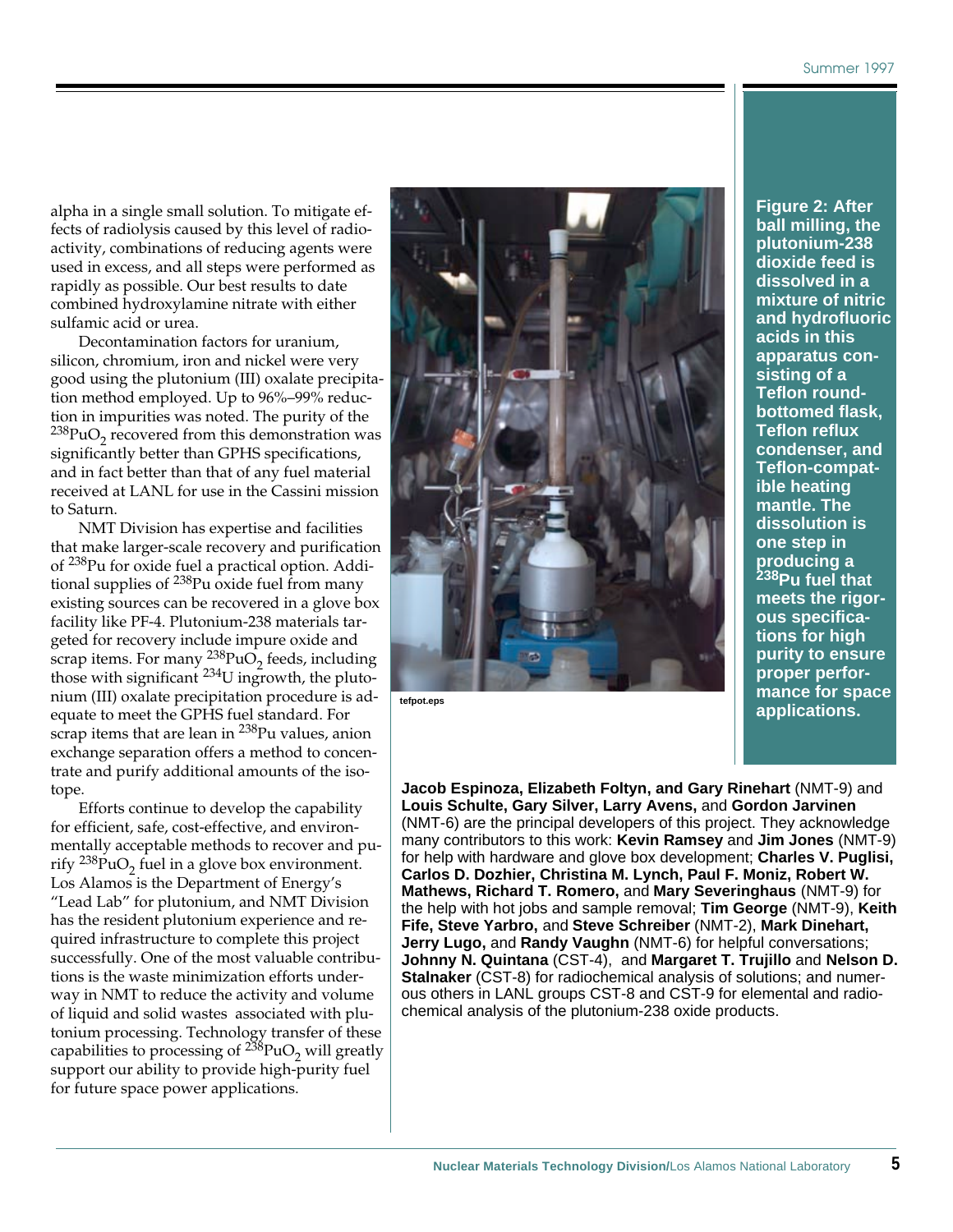alpha in a single small solution. To mitigate effects of radiolysis caused by this level of radioactivity, combinations of reducing agents were used in excess, and all steps were performed as rapidly as possible. Our best results to date combined hydroxylamine nitrate with either sulfamic acid or urea.

Decontamination factors for uranium, silicon, chromium, iron and nickel were very good using the plutonium (III) oxalate precipitation method employed. Up to 96%–99% reduction in impurities was noted. The purity of the $^{238}PuO_2$ recovered from this demonstration was significantly better than GPHS specifications, and in fact better than that of any fuel material received at LANL for use in the Cassini mission to Saturn.

NMT Division has expertise and facilities that make larger-scale recovery and purification of $^{238}Pu$ for oxide fuel a practical option. Additional supplies of $^{238}Pu$ oxide fuel from many existing sources can be recovered in a glove box facility like PF-4. Plutonium-238 materials targeted for recovery include impure oxide and scrap items. For many $^{238}PuO_2$ feeds, including those with significant $^{234}U$ ingrowth, the plutonium (III) oxalate precipitation procedure is adequate to meet the GPHS fuel standard. For scrap items that are lean in $^{238}Pu$ values, anion exchange separation offers a method to concentrate and purify additional amounts of the isotope.

Efforts continue to develop the capability for efficient, safe, cost-effective, and environmentally acceptable methods to recover and purify $^{238}PuO_2$ fuel in a glove box environment. Los Alamos is the Department of Energy's "Lead Lab" for plutonium, and NMT Division has the resident plutonium experience and required infrastructure to complete this project successfully. One of the most valuable contributions is the waste minimization efforts underway in NMT to reduce the activity and volume of liquid and solid wastes associated with plutonium processing. Technology transfer of these capabilities to processing of $^{238}PuO_2$ will greatly support our ability to provide high-purity fuel for future space power applications.

tefpot.eps

**Figure 2: After ball milling, the plutonium-238 dioxide feed is dissolved in a mixture of nitric and hydrofluoric acids in this apparatus consisting of a Teflon round-bottomed flask, Teflon reflux condenser, and Teflon-compatible heating mantle. The dissolution is one step in producing a $^{238}$Pu fuel that meets the rigorous specifications for high purity to ensure proper performance for space applications.**

**Jacob Espinoza, Elizabeth Foltyn, and Gary Rinehart** (NMT-9) and **Louis Schulte, Gary Silver, Larry Avens,** and **Gordon Jarvinen** (NMT-6) are the principal developers of this project. They acknowledge many contributors to this work: **Kevin Ramsey** and **Jim Jones** (NMT-9) for help with hardware and glove box development; **Charles V. Puglisi, Carlos D. Dozhier, Christina M. Lynch, Paul F. Moniz, Robert W. Mathews, Richard T. Romero,** and **Mary Severinghaus** (NMT-9) for the help with hot jobs and sample removal; **Tim George** (NMT-9), **Keith Fife, Steve Yarbro,** and **Steve Schreiber** (NMT-2), **Mark Dinehart, Jerry Lugo,** and **Randy Vaughn** (NMT-6) for helpful conversations; **Johnny N. Quintana** (CST-4), and **Margaret T. Trujillo** and **Nelson D. Stalnaker** (CST-8) for radiochemical analysis of solutions; and numerous others in LANL groups CST-8 and CST-9 for elemental and radiochemical analysis of the plutonium-238 oxide products.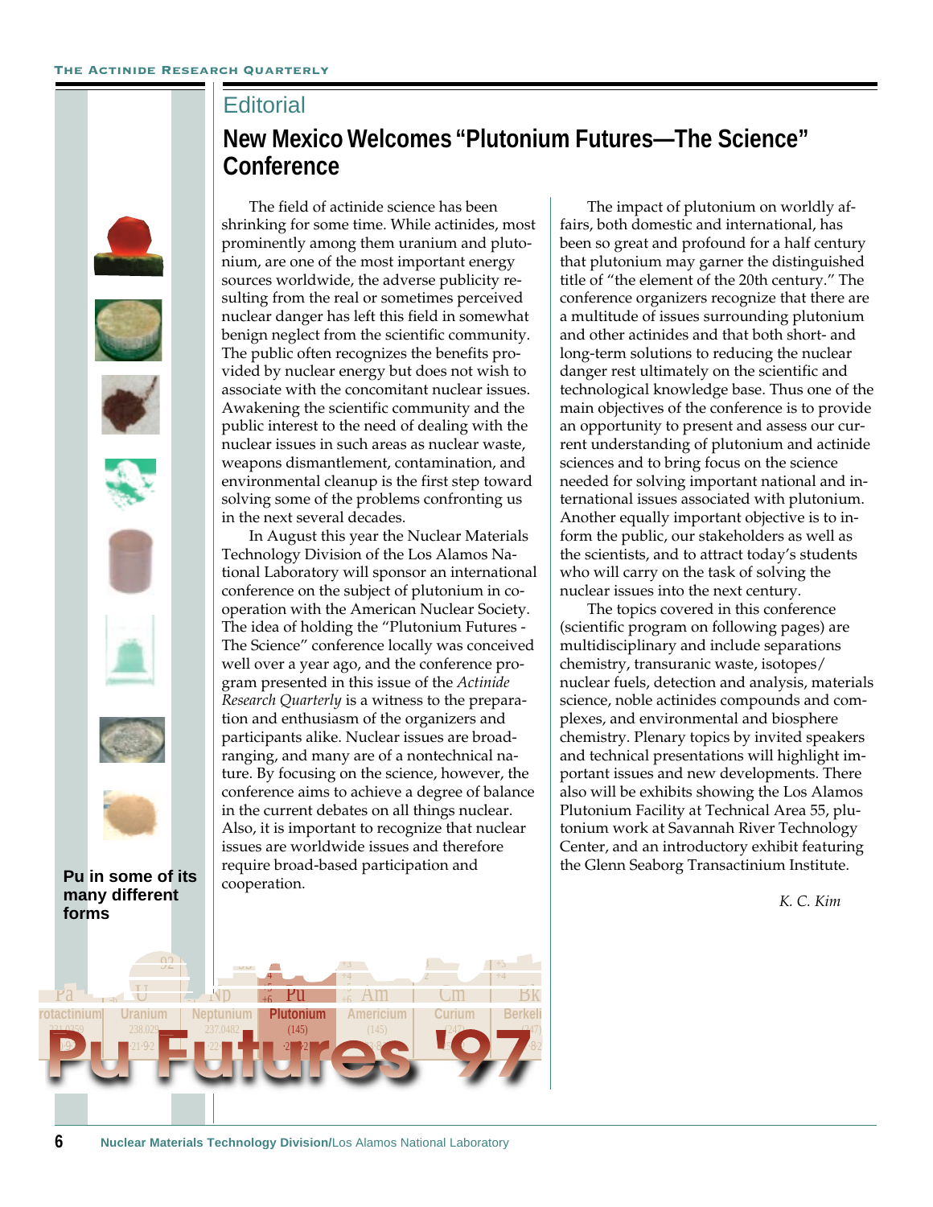## Editorial

# New Mexico Welcomes "Plutonium Futures—The Science" Conference

The field of actinide science has been shrinking for some time. While actinides, most prominently among them uranium and plutonium, are one of the most important energy sources worldwide, the adverse publicity resulting from the real or sometimes perceived nuclear danger has left this field in somewhat benign neglect from the scientific community. The public often recognizes the benefits provided by nuclear energy but does not wish to associate with the concomitant nuclear issues. Awakening the scientific community and the public interest to the need of dealing with the nuclear issues in such areas as nuclear waste, weapons dismantlement, contamination, and environmental cleanup is the first step toward solving some of the problems confronting us in the next several decades.

In August this year the Nuclear Materials Technology Division of the Los Alamos National Laboratory will sponsor an international conference on the subject of plutonium in cooperation with the American Nuclear Society. The idea of holding the "Plutonium Futures - The Science" conference locally was conceived well over a year ago, and the conference program presented in this issue of the *Actinide Research Quarterly* is a witness to the preparation and enthusiasm of the organizers and participants alike. Nuclear issues are broad-ranging, and many are of a nontechnical nature. By focusing on the science, however, the conference aims to achieve a degree of balance in the current debates on all things nuclear. Also, it is important to recognize that nuclear issues are worldwide issues and therefore require broad-based participation and cooperation.

The impact of plutonium on worldly affairs, both domestic and international, has been so great and profound for a half century that plutonium may garner the distinguished title of "the element of the 20th century." The conference organizers recognize that there are a multitude of issues surrounding plutonium and other actinides and that both short- and long-term solutions to reducing the nuclear danger rest ultimately on the scientific and technological knowledge base. Thus one of the main objectives of the conference is to provide an opportunity to present and assess our current understanding of plutonium and actinide sciences and to bring focus on the science needed for solving important national and international issues associated with plutonium. Another equally important objective is to inform the public, our stakeholders as well as the scientists, and to attract today's students who will carry on the task of solving the nuclear issues into the next century.

The topics covered in this conference (scientific program on following pages) are multidisciplinary and include separations chemistry, transuranic waste, isotopes/nuclear fuels, detection and analysis, materials science, noble actinides compounds and complexes, and environmental and biosphere chemistry. Plenary topics by invited speakers and technical presentations will highlight important issues and new developments. There also will be exhibits showing the Los Alamos Plutonium Facility at Technical Area 55, plutonium work at Savannah River Technology Center, and an introductory exhibit featuring the Glenn Seaborg Transactinium Institute.

*K. C. Kim*

**Pu in some of its many different forms**

Pu Futures '97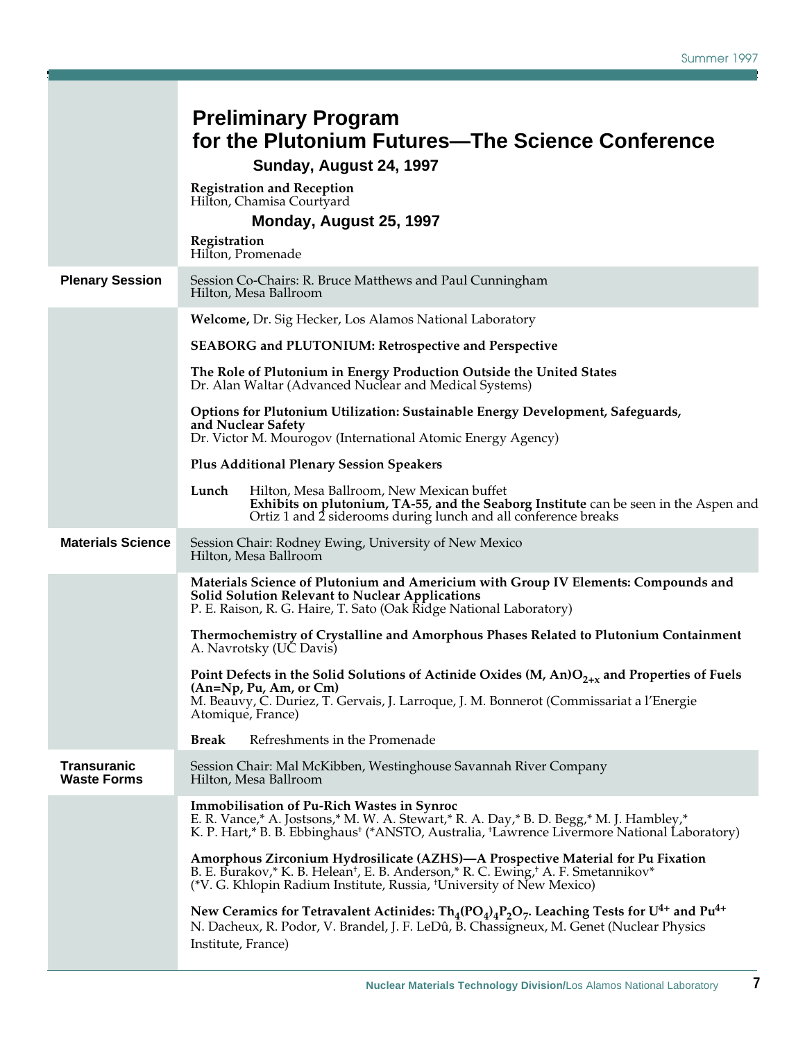# Preliminary Program for the Plutonium Futures—The Science Conference

## Sunday, August 24, 1997

**Registration and Reception**
Hilton, Chamisa Courtyard

## Monday, August 25, 1997

**Registration**
Hilton, Promenade

### Plenary Session

Session Co-Chairs: R. Bruce Matthews and Paul Cunningham
Hilton, Mesa Ballroom

**Welcome,** Dr. Sig Hecker, Los Alamos National Laboratory

**SEABORG and PLUTONIUM: Retrospective and Perspective**

**The Role of Plutonium in Energy Production Outside the United States**
Dr. Alan Waltar (Advanced Nuclear and Medical Systems)

**Options for Plutonium Utilization: Sustainable Energy Development, Safeguards, and Nuclear Safety**
Dr. Victor M. Mourogov (International Atomic Energy Agency)

**Plus Additional Plenary Session Speakers**

**Lunch** Hilton, Mesa Ballroom, New Mexican buffet
**Exhibits on plutonium, TA-55, and the Seaborg Institute** can be seen in the Aspen and Ortiz 1 and 2 siderooms during lunch and all conference breaks

### Materials Science

Session Chair: Rodney Ewing, University of New Mexico
Hilton, Mesa Ballroom

**Materials Science of Plutonium and Americium with Group IV Elements: Compounds and Solid Solution Relevant to Nuclear Applications**
P. E. Raison, R. G. Haire, T. Sato (Oak Ridge National Laboratory)

**Thermochemistry of Crystalline and Amorphous Phases Related to Plutonium Containment**
A. Navrotsky (UC Davis)

**Point Defects in the Solid Solutions of Actinide Oxides (M, An)$O_{2+x}$ and Properties of Fuels (An=Np, Pu, Am, or Cm)**
M. Beauvy, C. Duriez, T. Gervais, J. Larroque, J. M. Bonnerot (Commissariat a l'Energie Atomique, France)

**Break** Refreshments in the Promenade

### Transuranic Waste Forms

Session Chair: Mal McKibben, Westinghouse Savannah River Company
Hilton, Mesa Ballroom

**Immobilisation of Pu-Rich Wastes in Synroc**
E. R. Vance,* A. Jostsons,* M. W. A. Stewart,* R. A. Day,* B. D. Begg,* M. J. Hambley,* K. P. Hart,* B. B. Ebbinghaus† (*ANSTO, Australia, †Lawrence Livermore National Laboratory)

**Amorphous Zirconium Hydrosilicate (AZHS)—A Prospective Material for Pu Fixation**
B. E. Burakov,* K. B. Helean†, E. B. Anderson,* R. C. Ewing,† A. F. Smetannikov* (*V. G. Khlopin Radium Institute, Russia, †University of New Mexico)

**New Ceramics for Tetravalent Actinides: $Th_4(PO_4)_4P_2O_7$. Leaching Tests for $U^{4+}$ and $Pu^{4+}$**
N. Dacheux, R. Podor, V. Brandel, J. F. LeDû, B. Chassigneux, M. Genet (Nuclear Physics Institute, France)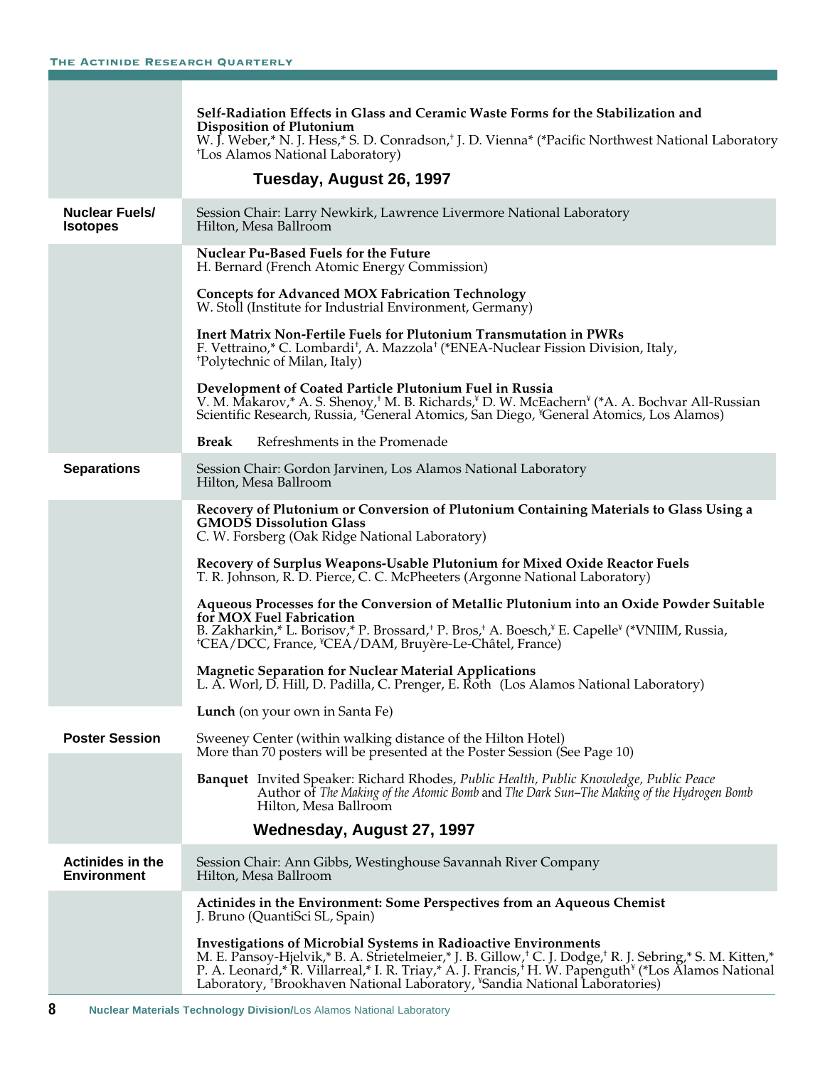**Self-Radiation Effects in Glass and Ceramic Waste Forms for the Stabilization and Disposition of Plutonium**
W. J. Weber,* N. J. Hess,* S. D. Conradson,† J. D. Vienna* (*Pacific Northwest National Laboratory †Los Alamos National Laboratory)

## Tuesday, August 26, 1997

### Nuclear Fuels/Isotopes

Session Chair: Larry Newkirk, Lawrence Livermore National Laboratory
Hilton, Mesa Ballroom

**Nuclear Pu-Based Fuels for the Future**
H. Bernard (French Atomic Energy Commission)

**Concepts for Advanced MOX Fabrication Technology**
W. Stoll (Institute for Industrial Environment, Germany)

**Inert Matrix Non-Fertile Fuels for Plutonium Transmutation in PWRs**
F. Vettraino,* C. Lombardi†, A. Mazzola† (*ENEA-Nuclear Fission Division, Italy, †Polytechnic of Milan, Italy)

**Development of Coated Particle Plutonium Fuel in Russia**
V. M. Makarov,* A. S. Shenoy,† M. B. Richards,¥ D. W. McEachern¥ (*A. A. Bochvar All-Russian Scientific Research, Russia, †General Atomics, San Diego, ¥General Atomics, Los Alamos)

**Break** Refreshments in the Promenade

### Separations

Session Chair: Gordon Jarvinen, Los Alamos National Laboratory
Hilton, Mesa Ballroom

**Recovery of Plutonium or Conversion of Plutonium Containing Materials to Glass Using a GMODS Dissolution Glass**
C. W. Forsberg (Oak Ridge National Laboratory)

**Recovery of Surplus Weapons-Usable Plutonium for Mixed Oxide Reactor Fuels**
T. R. Johnson, R. D. Pierce, C. C. McPheeters (Argonne National Laboratory)

**Aqueous Processes for the Conversion of Metallic Plutonium into an Oxide Powder Suitable for MOX Fuel Fabrication**
B. Zakharkin,* L. Borisov,* P. Brossard,† P. Bros,† A. Boesch,¥ E. Capelle¥ (*VNIIM, Russia, †CEA/DCC, France, ¥CEA/DAM, Bruyère-Le-Châtel, France)

**Magnetic Separation for Nuclear Material Applications**
L. A. Worl, D. Hill, D. Padilla, C. Prenger, E. Roth (Los Alamos National Laboratory)

**Lunch** (on your own in Santa Fe)

### Poster Session

Sweeney Center (within walking distance of the Hilton Hotel)
More than 70 posters will be presented at the Poster Session (See Page 10)

**Banquet** Invited Speaker: Richard Rhodes, *Public Health, Public Knowledge, Public Peace*
Author of *The Making of the Atomic Bomb* and *The Dark Sun–The Making of the Hydrogen Bomb*
Hilton, Mesa Ballroom

## Wednesday, August 27, 1997

### Actinides in the Environment

Session Chair: Ann Gibbs, Westinghouse Savannah River Company
Hilton, Mesa Ballroom

**Actinides in the Environment: Some Perspectives from an Aqueous Chemist**
J. Bruno (QuantiSci SL, Spain)

**Investigations of Microbial Systems in Radioactive Environments**
M. E. Pansoy-Hjelvik,* B. A. Strietelmeier,* J. B. Gillow,† C. J. Dodge,† R. J. Sebring,* S. M. Kitten,* P. A. Leonard,* R. Villarreal,* I. R. Triay,* A. J. Francis,† H. W. Papenguth¥ (*Los Alamos National Laboratory, †Brookhaven National Laboratory, ¥Sandia National Laboratories)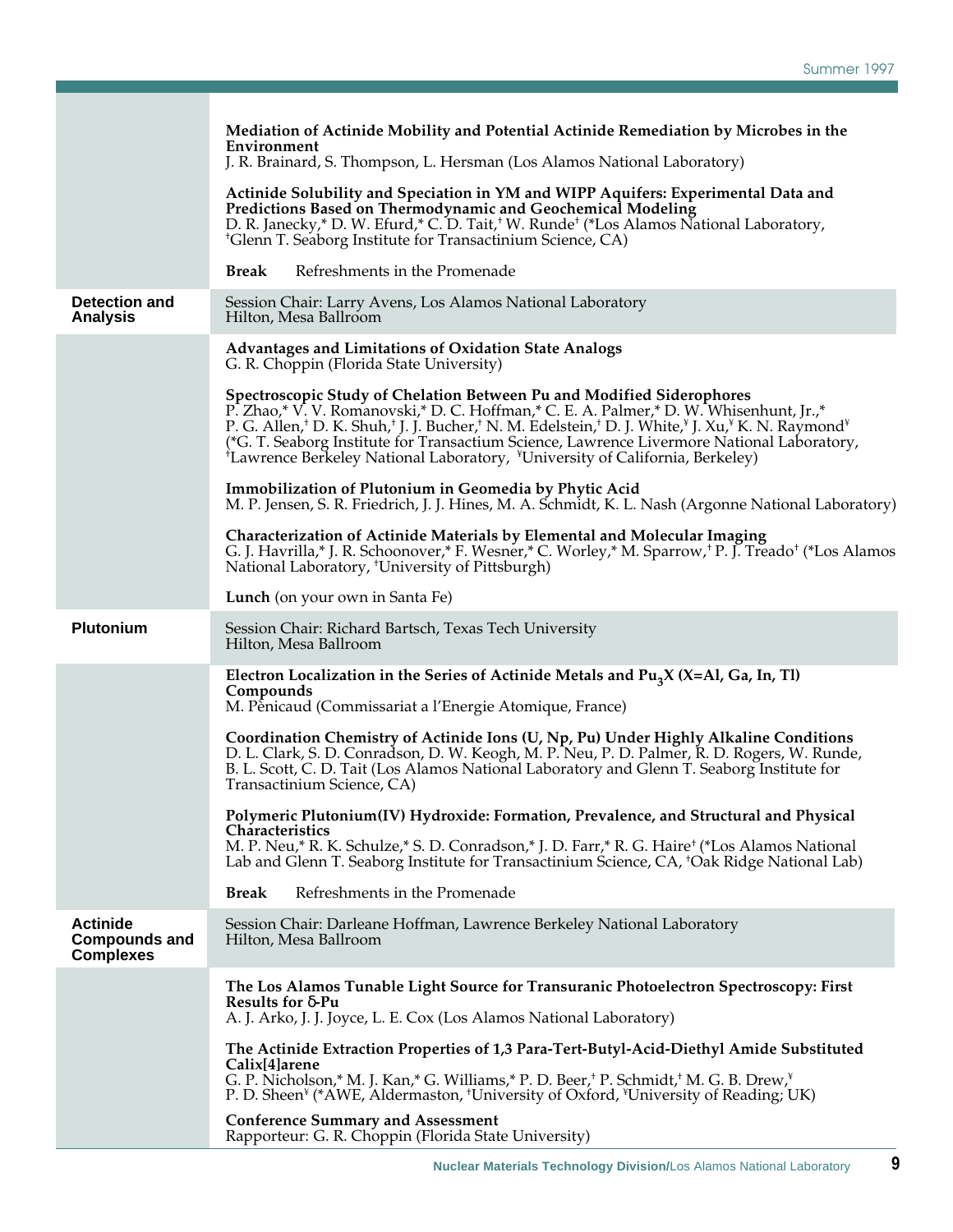**Mediation of Actinide Mobility and Potential Actinide Remediation by Microbes in the Environment**
J. R. Brainard, S. Thompson, L. Hersman (Los Alamos National Laboratory)

**Actinide Solubility and Speciation in YM and WIPP Aquifers: Experimental Data and Predictions Based on Thermodynamic and Geochemical Modeling**
D. R. Janecky,* D. W. Efurd,* C. D. Tait,† W. Runde† (*Los Alamos National Laboratory, †Glenn T. Seaborg Institute for Transactinium Science, CA)

**Break** Refreshments in the Promenade

## Detection and Analysis

Session Chair: Larry Avens, Los Alamos National Laboratory
Hilton, Mesa Ballroom

**Advantages and Limitations of Oxidation State Analogs**
G. R. Choppin (Florida State University)

**Spectroscopic Study of Chelation Between Pu and Modified Siderophores**
P. Zhao,* V. V. Romanovski,* D. C. Hoffman,* C. E. A. Palmer,* D. W. Whisenhunt, Jr.,* P. G. Allen,† D. K. Shuh,† J. J. Bucher,† N. M. Edelstein,† D. J. White,¥ J. Xu,¥ K. N. Raymond¥ (*G. T. Seaborg Institute for Transactium Science, Lawrence Livermore National Laboratory, †Lawrence Berkeley National Laboratory, ¥University of California, Berkeley)

**Immobilization of Plutonium in Geomedia by Phytic Acid**
M. P. Jensen, S. R. Friedrich, J. J. Hines, M. A. Schmidt, K. L. Nash (Argonne National Laboratory)

**Characterization of Actinide Materials by Elemental and Molecular Imaging**
G. J. Havrilla,* J. R. Schoonover,* F. Wesner,* C. Worley,* M. Sparrow,† P. J. Treado† (*Los Alamos National Laboratory, †University of Pittsburgh)

**Lunch** (on your own in Santa Fe)

## Plutonium

Session Chair: Richard Bartsch, Texas Tech University
Hilton, Mesa Ballroom

**Electron Localization in the Series of Actinide Metals and $Pu_3X$ (X=Al, Ga, In, Tl) Compounds**
M. Pènicaud (Commissariat a l'Energie Atomique, France)

**Coordination Chemistry of Actinide Ions (U, Np, Pu) Under Highly Alkaline Conditions**
D. L. Clark, S. D. Conradson, D. W. Keogh, M. P. Neu, P. D. Palmer, R. D. Rogers, W. Runde, B. L. Scott, C. D. Tait (Los Alamos National Laboratory and Glenn T. Seaborg Institute for Transactinium Science, CA)

**Polymeric Plutonium(IV) Hydroxide: Formation, Prevalence, and Structural and Physical Characteristics**
M. P. Neu,* R. K. Schulze,* S. D. Conradson,* J. D. Farr,* R. G. Haire† (*Los Alamos National Lab and Glenn T. Seaborg Institute for Transactinium Science, CA, †Oak Ridge National Lab)

**Break** Refreshments in the Promenade

## Actinide Compounds and Complexes

Session Chair: Darleane Hoffman, Lawrence Berkeley National Laboratory
Hilton, Mesa Ballroom

**The Los Alamos Tunable Light Source for Transuranic Photoelectron Spectroscopy: First Results for δ-Pu**
A. J. Arko, J. J. Joyce, L. E. Cox (Los Alamos National Laboratory)

**The Actinide Extraction Properties of 1,3 Para-Tert-Butyl-Acid-Diethyl Amide Substituted Calix[4]arene**
G. P. Nicholson,* M. J. Kan,* G. Williams,* P. D. Beer,† P. Schmidt,† M. G. B. Drew,¥ P. D. Sheen¥ (*AWE, Aldermaston, †University of Oxford, ¥University of Reading; UK)

**Conference Summary and Assessment**
Rapporteur: G. R. Choppin (Florida State University)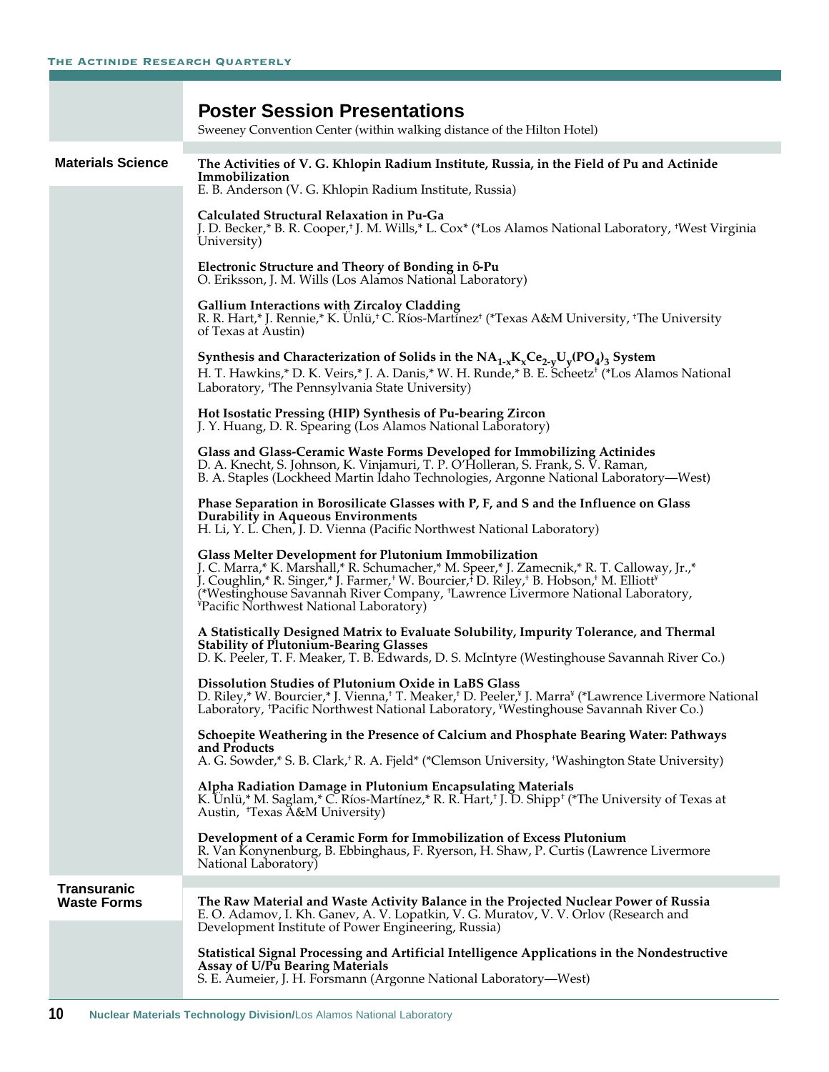## Poster Session Presentations

Sweeney Convention Center (within walking distance of the Hilton Hotel)

### Materials Science

**The Activities of V. G. Khlopin Radium Institute, Russia, in the Field of Pu and Actinide Immobilization**
E. B. Anderson (V. G. Khlopin Radium Institute, Russia)

**Calculated Structural Relaxation in Pu-Ga**
J. D. Becker,* B. R. Cooper,† J. M. Wills,* L. Cox* (*Los Alamos National Laboratory, †West Virginia University)

**Electronic Structure and Theory of Bonding in δ-Pu**
O. Eriksson, J. M. Wills (Los Alamos National Laboratory)

**Gallium Interactions with Zircaloy Cladding**
R. R. Hart,* J. Rennie,* K. Ünlü,† C. Ríos-Martínez† (*Texas A&M University, †The University of Texas at Austin)

**Synthesis and Characterization of Solids in the $NA_{1-x}K_xCe_{2-y}U_y(PO_4)_3$ System**
H. T. Hawkins,* D. K. Veirs,* J. A. Danis,* W. H. Runde,* B. E. Scheetz† (*Los Alamos National Laboratory, †The Pennsylvania State University)

**Hot Isostatic Pressing (HIP) Synthesis of Pu-bearing Zircon**
J. Y. Huang, D. R. Spearing (Los Alamos National Laboratory)

**Glass and Glass-Ceramic Waste Forms Developed for Immobilizing Actinides**
D. A. Knecht, S. Johnson, K. Vinjamuri, T. P. O'Holleran, S. Frank, S. V. Raman, B. A. Staples (Lockheed Martin Idaho Technologies, Argonne National Laboratory—West)

**Phase Separation in Borosilicate Glasses with P, F, and S and the Influence on Glass Durability in Aqueous Environments**
H. Li, Y. L. Chen, J. D. Vienna (Pacific Northwest National Laboratory)

**Glass Melter Development for Plutonium Immobilization**
J. C. Marra,* K. Marshall,* R. Schumacher,* M. Speer,* J. Zamecnik,* R. T. Calloway, Jr.,* J. Coughlin,* R. Singer,* J. Farmer,† W. Bourcier,† D. Riley,† B. Hobson,† M. Elliott¥ (*Westinghouse Savannah River Company, †Lawrence Livermore National Laboratory, ¥Pacific Northwest National Laboratory)

**A Statistically Designed Matrix to Evaluate Solubility, Impurity Tolerance, and Thermal Stability of Plutonium-Bearing Glasses**
D. K. Peeler, T. F. Meaker, T. B. Edwards, D. S. McIntyre (Westinghouse Savannah River Co.)

**Dissolution Studies of Plutonium Oxide in LaBS Glass**
D. Riley,* W. Bourcier,* J. Vienna,† T. Meaker,† D. Peeler,¥ J. Marra¥ (*Lawrence Livermore National Laboratory, †Pacific Northwest National Laboratory, ¥Westinghouse Savannah River Co.)

**Schoepite Weathering in the Presence of Calcium and Phosphate Bearing Water: Pathways and Products**
A. G. Sowder,* S. B. Clark,† R. A. Fjeld* (*Clemson University, †Washington State University)

**Alpha Radiation Damage in Plutonium Encapsulating Materials**
K. Ünlü,* M. Saglam,* C. Ríos-Martínez,* R. R. Hart,† J. D. Shipp† (*The University of Texas at Austin, †Texas A&M University)

**Development of a Ceramic Form for Immobilization of Excess Plutonium**
R. Van Konynenburg, B. Ebbinghaus, F. Ryerson, H. Shaw, P. Curtis (Lawrence Livermore National Laboratory)

### Transuranic Waste Forms

**The Raw Material and Waste Activity Balance in the Projected Nuclear Power of Russia**
E. O. Adamov, I. Kh. Ganev, A. V. Lopatkin, V. G. Muratov, V. V. Orlov (Research and Development Institute of Power Engineering, Russia)

**Statistical Signal Processing and Artificial Intelligence Applications in the Nondestructive Assay of U/Pu Bearing Materials**
S. E. Aumeier, J. H. Forsmann (Argonne National Laboratory—West)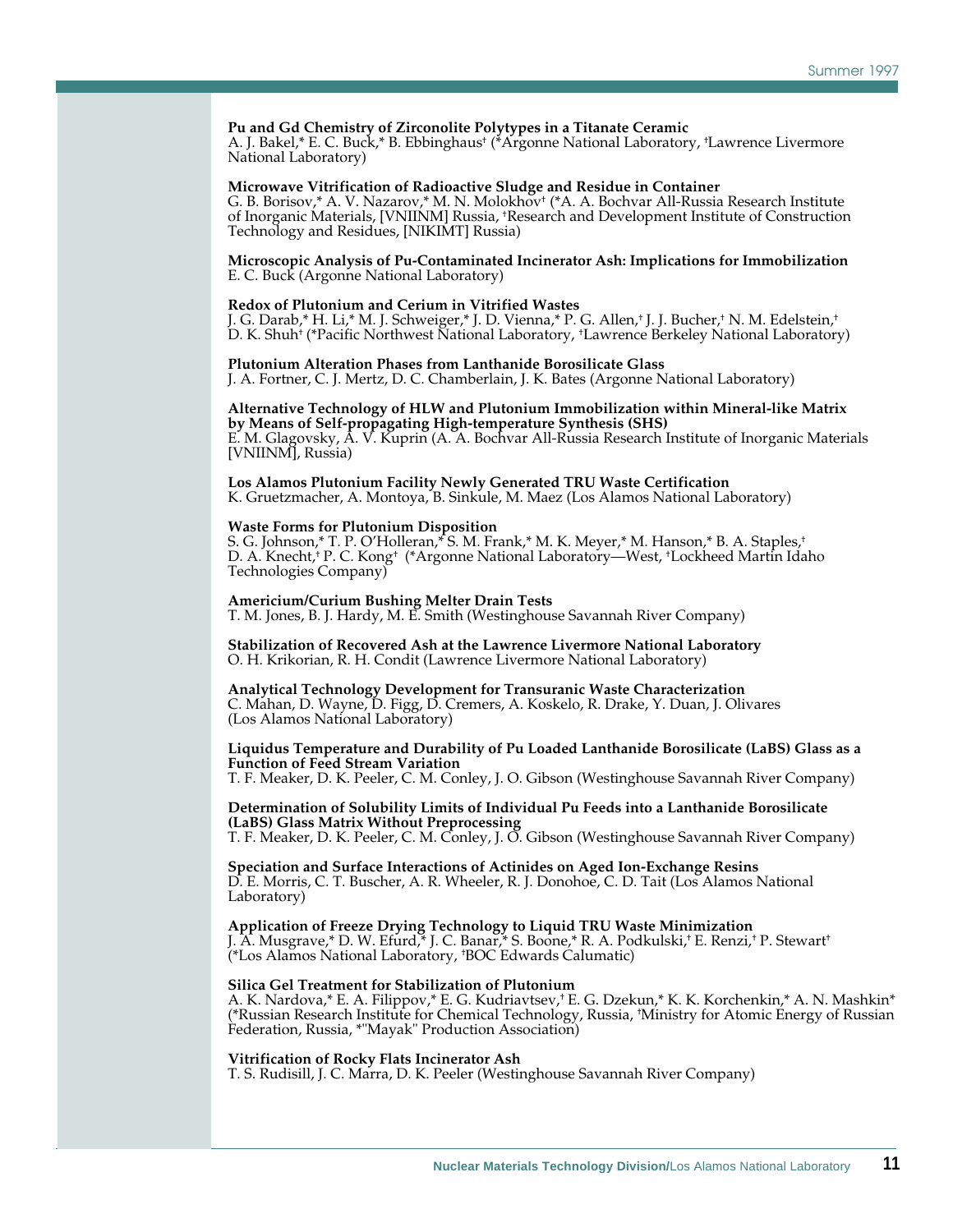**Pu and Gd Chemistry of Zirconolite Polytypes in a Titanate Ceramic**
A. J. Bakel,* E. C. Buck,* B. Ebbinghaus† (*Argonne National Laboratory, †Lawrence Livermore National Laboratory)

**Microwave Vitrification of Radioactive Sludge and Residue in Container**
G. B. Borisov,* A. V. Nazarov,* M. N. Molokhov† (*A. A. Bochvar All-Russia Research Institute of Inorganic Materials, [VNIINM] Russia, †Research and Development Institute of Construction Technology and Residues, [NIKIMT] Russia)

**Microscopic Analysis of Pu-Contaminated Incinerator Ash: Implications for Immobilization**
E. C. Buck (Argonne National Laboratory)

**Redox of Plutonium and Cerium in Vitrified Wastes**
J. G. Darab,* H. Li,* M. J. Schweiger,* J. D. Vienna,* P. G. Allen,† J. J. Bucher,† N. M. Edelstein,† D. K. Shuh† (*Pacific Northwest National Laboratory, †Lawrence Berkeley National Laboratory)

**Plutonium Alteration Phases from Lanthanide Borosilicate Glass**
J. A. Fortner, C. J. Mertz, D. C. Chamberlain, J. K. Bates (Argonne National Laboratory)

**Alternative Technology of HLW and Plutonium Immobilization within Mineral-like Matrix by Means of Self-propagating High-temperature Synthesis (SHS)**
E. M. Glagovsky, A. V. Kuprin (A. A. Bochvar All-Russia Research Institute of Inorganic Materials [VNIINM], Russia)

**Los Alamos Plutonium Facility Newly Generated TRU Waste Certification**
K. Gruetzmacher, A. Montoya, B. Sinkule, M. Maez (Los Alamos National Laboratory)

**Waste Forms for Plutonium Disposition**
S. G. Johnson,* T. P. O'Holleran,* S. M. Frank,* M. K. Meyer,* M. Hanson,* B. A. Staples,† D. A. Knecht,† P. C. Kong† (*Argonne National Laboratory—West, †Lockheed Martin Idaho Technologies Company)

**Americium/Curium Bushing Melter Drain Tests**
T. M. Jones, B. J. Hardy, M. E. Smith (Westinghouse Savannah River Company)

**Stabilization of Recovered Ash at the Lawrence Livermore National Laboratory**
O. H. Krikorian, R. H. Condit (Lawrence Livermore National Laboratory)

**Analytical Technology Development for Transuranic Waste Characterization**
C. Mahan, D. Wayne, D. Figg, D. Cremers, A. Koskelo, R. Drake, Y. Duan, J. Olivares (Los Alamos National Laboratory)

**Liquidus Temperature and Durability of Pu Loaded Lanthanide Borosilicate (LaBS) Glass as a Function of Feed Stream Variation**
T. F. Meaker, D. K. Peeler, C. M. Conley, J. O. Gibson (Westinghouse Savannah River Company)

**Determination of Solubility Limits of Individual Pu Feeds into a Lanthanide Borosilicate (LaBS) Glass Matrix Without Preprocessing**
T. F. Meaker, D. K. Peeler, C. M. Conley, J. O. Gibson (Westinghouse Savannah River Company)

**Speciation and Surface Interactions of Actinides on Aged Ion-Exchange Resins**
D. E. Morris, C. T. Buscher, A. R. Wheeler, R. J. Donohoe, C. D. Tait (Los Alamos National Laboratory)

**Application of Freeze Drying Technology to Liquid TRU Waste Minimization**
J. A. Musgrave,* D. W. Efurd,* J. C. Banar,* S. Boone,* R. A. Podkulski,† E. Renzi,† P. Stewart† (*Los Alamos National Laboratory, †BOC Edwards Calumatic)

**Silica Gel Treatment for Stabilization of Plutonium**
A. K. Nardova,* E. A. Filippov,* E. G. Kudriavtsev,† E. G. Dzekun,* K. K. Korchenkin,* A. N. Mashkin* (*Russian Research Institute for Chemical Technology, Russia, †Ministry for Atomic Energy of Russian Federation, Russia, *"Mayak" Production Association)

**Vitrification of Rocky Flats Incinerator Ash**
T. S. Rudisill, J. C. Marra, D. K. Peeler (Westinghouse Savannah River Company)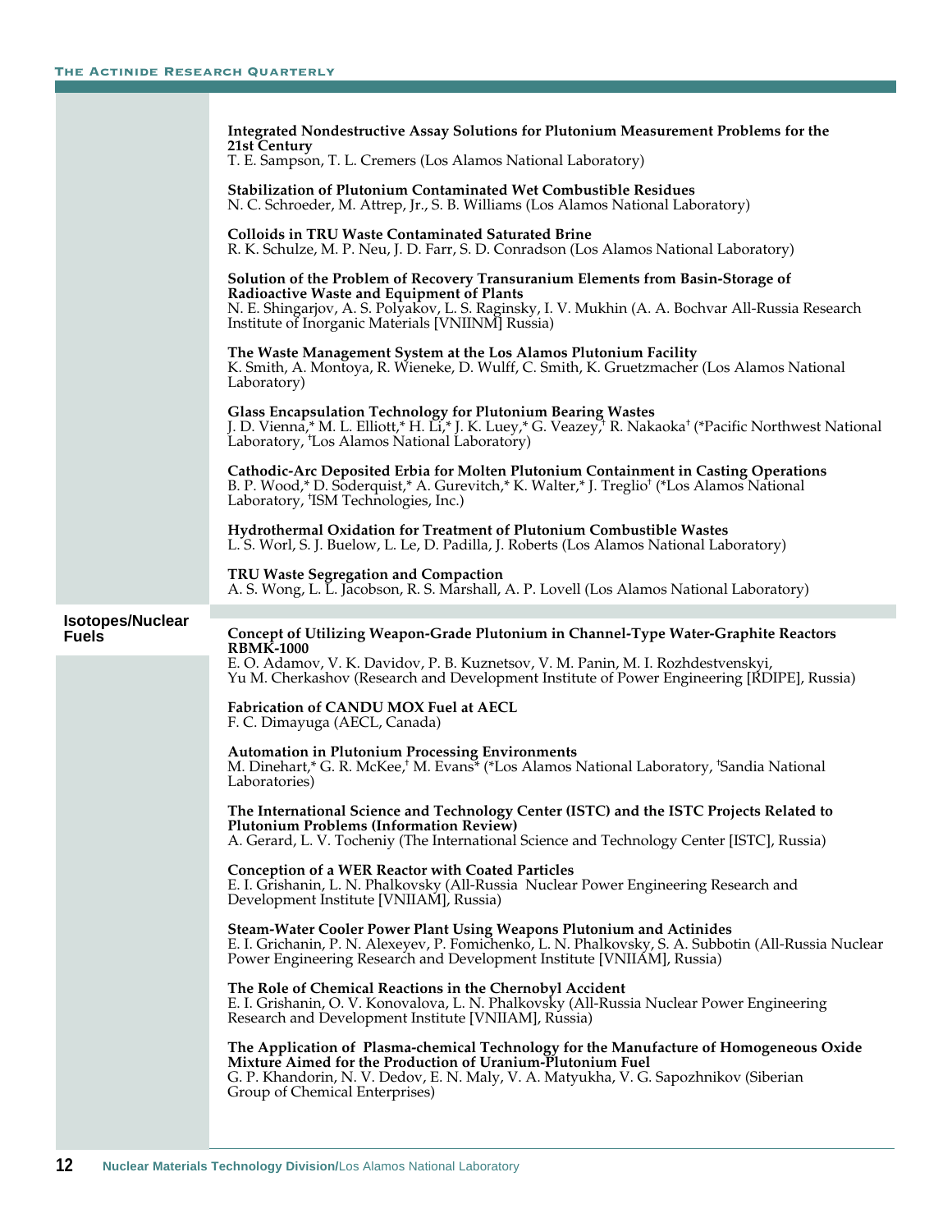**Integrated Nondestructive Assay Solutions for Plutonium Measurement Problems for the 21st Century**
T. E. Sampson, T. L. Cremers (Los Alamos National Laboratory)

**Stabilization of Plutonium Contaminated Wet Combustible Residues**
N. C. Schroeder, M. Attrep, Jr., S. B. Williams (Los Alamos National Laboratory)

**Colloids in TRU Waste Contaminated Saturated Brine**
R. K. Schulze, M. P. Neu, J. D. Farr, S. D. Conradson (Los Alamos National Laboratory)

**Solution of the Problem of Recovery Transuranium Elements from Basin-Storage of Radioactive Waste and Equipment of Plants**
N. E. Shingarjov, A. S. Polyakov, L. S. Raginsky, I. V. Mukhin (A. A. Bochvar All-Russia Research Institute of Inorganic Materials [VNIINM] Russia)

**The Waste Management System at the Los Alamos Plutonium Facility**
K. Smith, A. Montoya, R. Wieneke, D. Wulff, C. Smith, K. Gruetzmacher (Los Alamos National Laboratory)

**Glass Encapsulation Technology for Plutonium Bearing Wastes**
J. D. Vienna,* M. L. Elliott,* H. Li,* J. K. Luey,* G. Veazey,† R. Nakaoka† (*Pacific Northwest National Laboratory, †Los Alamos National Laboratory)

**Cathodic-Arc Deposited Erbia for Molten Plutonium Containment in Casting Operations**
B. P. Wood,* D. Soderquist,* A. Gurevitch,* K. Walter,* J. Treglio† (*Los Alamos National Laboratory, †ISM Technologies, Inc.)

**Hydrothermal Oxidation for Treatment of Plutonium Combustible Wastes**
L. S. Worl, S. J. Buelow, L. Le, D. Padilla, J. Roberts (Los Alamos National Laboratory)

**TRU Waste Segregation and Compaction**
A. S. Wong, L. L. Jacobson, R. S. Marshall, A. P. Lovell (Los Alamos National Laboratory)

## Isotopes/Nuclear Fuels

**Concept of Utilizing Weapon-Grade Plutonium in Channel-Type Water-Graphite Reactors RBMK-1000**
E. O. Adamov, V. K. Davidov, P. B. Kuznetsov, V. M. Panin, M. I. Rozhdestvenskyi, Yu M. Cherkashov (Research and Development Institute of Power Engineering [RDIPE], Russia)

**Fabrication of CANDU MOX Fuel at AECL**
F. C. Dimayuga (AECL, Canada)

**Automation in Plutonium Processing Environments**
M. Dinehart,* G. R. McKee,† M. Evans* (*Los Alamos National Laboratory, †Sandia National Laboratories)

**The International Science and Technology Center (ISTC) and the ISTC Projects Related to Plutonium Problems (Information Review)**
A. Gerard, L. V. Tocheniy (The International Science and Technology Center [ISTC], Russia)

**Conception of a WER Reactor with Coated Particles**
E. I. Grishanin, L. N. Phalkovsky (All-Russia Nuclear Power Engineering Research and Development Institute [VNIIAM], Russia)

**Steam-Water Cooler Power Plant Using Weapons Plutonium and Actinides**
E. I. Grichanin, P. N. Alexeyev, P. Fomichenko, L. N. Phalkovsky, S. A. Subbotin (All-Russia Nuclear Power Engineering Research and Development Institute [VNIIAM], Russia)

**The Role of Chemical Reactions in the Chernobyl Accident**
E. I. Grishanin, O. V. Konovalova, L. N. Phalkovsky (All-Russia Nuclear Power Engineering Research and Development Institute [VNIIAM], Russia)

**The Application of Plasma-chemical Technology for the Manufacture of Homogeneous Oxide Mixture Aimed for the Production of Uranium-Plutonium Fuel**
G. P. Khandorin, N. V. Dedov, E. N. Maly, V. A. Matyukha, V. G. Sapozhnikov (Siberian Group of Chemical Enterprises)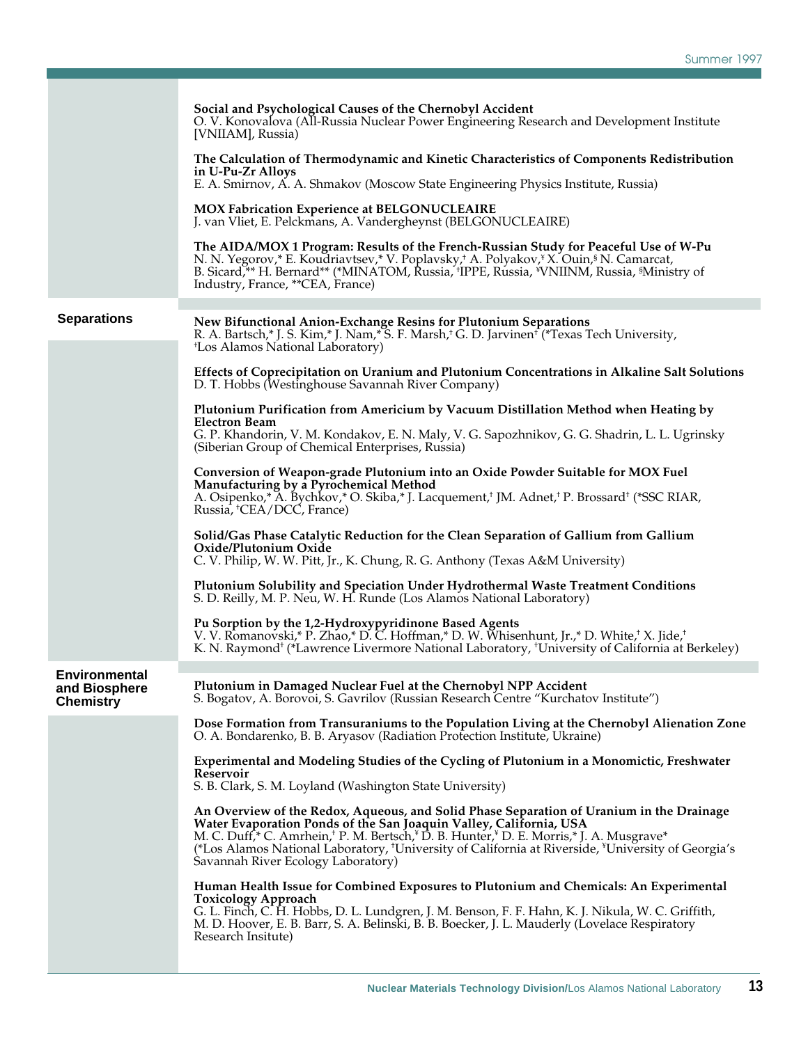**Social and Psychological Causes of the Chernobyl Accident**
O. V. Konovalova (All-Russia Nuclear Power Engineering Research and Development Institute [VNIIAM], Russia)

**The Calculation of Thermodynamic and Kinetic Characteristics of Components Redistribution in U-Pu-Zr Alloys**
E. A. Smirnov, A. A. Shmakov (Moscow State Engineering Physics Institute, Russia)

**MOX Fabrication Experience at BELGONUCLEAIRE**
J. van Vliet, E. Pelckmans, A. Vandergheynst (BELGONUCLEAIRE)

**The AIDA/MOX 1 Program: Results of the French-Russian Study for Peaceful Use of W-Pu**
N. N. Yegorov,* E. Koudriavtsev,* V. Poplavsky,† A. Polyakov,¥ X. Ouin,§ N. Camarcat, B. Sicard,** H. Bernard** (*MINATOM, Russia, †IPPE, Russia, ¥VNIINM, Russia, §Ministry of Industry, France, **CEA, France)

## Separations

**New Bifunctional Anion-Exchange Resins for Plutonium Separations**
R. A. Bartsch,* J. S. Kim,* J. Nam,* S. F. Marsh,† G. D. Jarvinen† (*Texas Tech University, †Los Alamos National Laboratory)

**Effects of Coprecipitation on Uranium and Plutonium Concentrations in Alkaline Salt Solutions**
D. T. Hobbs (Westinghouse Savannah River Company)

**Plutonium Purification from Americium by Vacuum Distillation Method when Heating by Electron Beam**
G. P. Khandorin, V. M. Kondakov, E. N. Maly, V. G. Sapozhnikov, G. G. Shadrin, L. L. Ugrinsky (Siberian Group of Chemical Enterprises, Russia)

**Conversion of Weapon-grade Plutonium into an Oxide Powder Suitable for MOX Fuel Manufacturing by a Pyrochemical Method**
A. Osipenko,* A. Bychkov,* O. Skiba,* J. Lacquement,† JM. Adnet,† P. Brossard† (*SSC RIAR, Russia, †CEA/DCC, France)

**Solid/Gas Phase Catalytic Reduction for the Clean Separation of Gallium from Gallium Oxide/Plutonium Oxide**
C. V. Philip, W. W. Pitt, Jr., K. Chung, R. G. Anthony (Texas A&M University)

**Plutonium Solubility and Speciation Under Hydrothermal Waste Treatment Conditions**
S. D. Reilly, M. P. Neu, W. H. Runde (Los Alamos National Laboratory)

**Pu Sorption by the 1,2-Hydroxypyridinone Based Agents**
V. V. Romanovski,* P. Zhao,* D. C. Hoffman,* D. W. Whisenhunt, Jr.,* D. White,† X. Jide,† K. N. Raymond† (*Lawrence Livermore National Laboratory, †University of California at Berkeley)

## Environmental and Biosphere Chemistry

**Plutonium in Damaged Nuclear Fuel at the Chernobyl NPP Accident**
S. Bogatov, A. Borovoi, S. Gavrilov (Russian Research Centre "Kurchatov Institute")

**Dose Formation from Transuraniums to the Population Living at the Chernobyl Alienation Zone**
O. A. Bondarenko, B. B. Aryasov (Radiation Protection Institute, Ukraine)

**Experimental and Modeling Studies of the Cycling of Plutonium in a Monomictic, Freshwater Reservoir**
S. B. Clark, S. M. Loyland (Washington State University)

**An Overview of the Redox, Aqueous, and Solid Phase Separation of Uranium in the Drainage Water Evaporation Ponds of the San Joaquin Valley, California, USA**
M. C. Duff,* C. Amrhein,† P. M. Bertsch,¥ D. B. Hunter,¥ D. E. Morris,* J. A. Musgrave* (*Los Alamos National Laboratory, †University of California at Riverside, ¥University of Georgia's Savannah River Ecology Laboratory)

**Human Health Issue for Combined Exposures to Plutonium and Chemicals: An Experimental Toxicology Approach**
G. L. Finch, C. H. Hobbs, D. L. Lundgren, J. M. Benson, F. F. Hahn, K. J. Nikula, W. C. Griffith, M. D. Hoover, E. B. Barr, S. A. Belinski, B. B. Boecker, J. L. Mauderly (Lovelace Respiratory Research Insitute)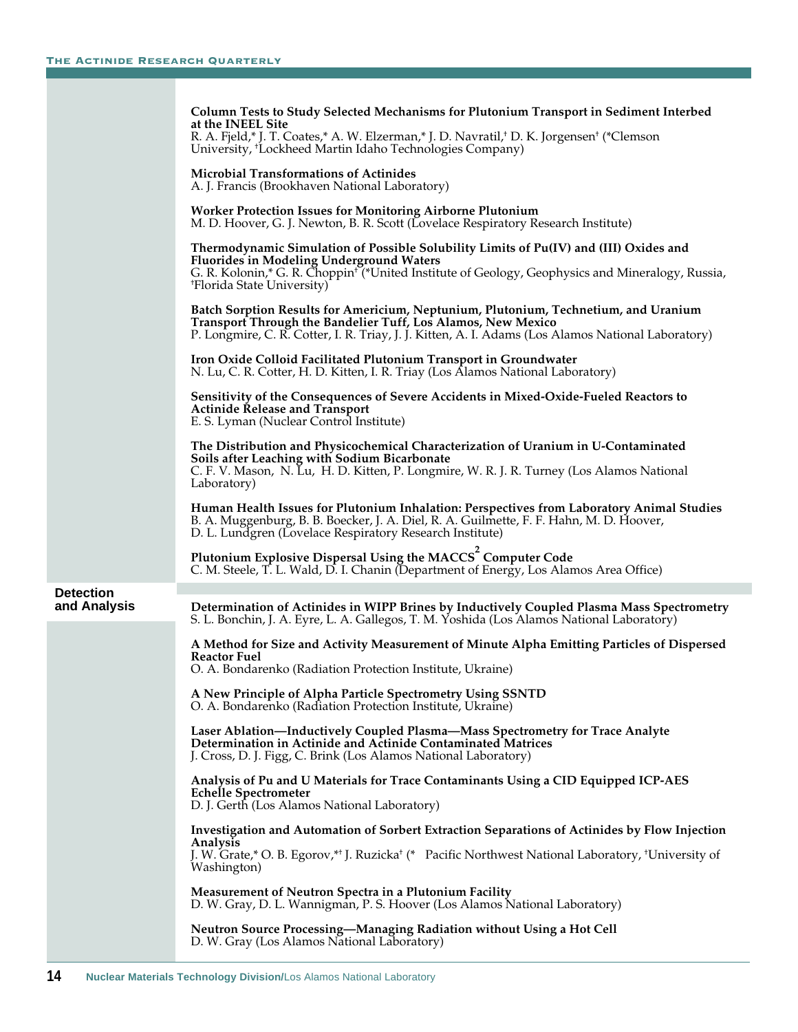**Column Tests to Study Selected Mechanisms for Plutonium Transport in Sediment Interbed at the INEEL Site**
R. A. Fjeld,* J. T. Coates,* A. W. Elzerman,* J. D. Navratil,† D. K. Jorgensen† (*Clemson University, †Lockheed Martin Idaho Technologies Company)

**Microbial Transformations of Actinides**
A. J. Francis (Brookhaven National Laboratory)

**Worker Protection Issues for Monitoring Airborne Plutonium**
M. D. Hoover, G. J. Newton, B. R. Scott (Lovelace Respiratory Research Institute)

**Thermodynamic Simulation of Possible Solubility Limits of Pu(IV) and (III) Oxides and Fluorides in Modeling Underground Waters**
G. R. Kolonin,* G. R. Choppin† (*United Institute of Geology, Geophysics and Mineralogy, Russia, †Florida State University)

**Batch Sorption Results for Americium, Neptunium, Plutonium, Technetium, and Uranium Transport Through the Bandelier Tuff, Los Alamos, New Mexico**
P. Longmire, C. R. Cotter, I. R. Triay, J. J. Kitten, A. I. Adams (Los Alamos National Laboratory)

**Iron Oxide Colloid Facilitated Plutonium Transport in Groundwater**
N. Lu, C. R. Cotter, H. D. Kitten, I. R. Triay (Los Alamos National Laboratory)

**Sensitivity of the Consequences of Severe Accidents in Mixed-Oxide-Fueled Reactors to Actinide Release and Transport**
E. S. Lyman (Nuclear Control Institute)

**The Distribution and Physicochemical Characterization of Uranium in U-Contaminated Soils after Leaching with Sodium Bicarbonate**
C. F. V. Mason, N. Lu, H. D. Kitten, P. Longmire, W. R. J. R. Turney (Los Alamos National Laboratory)

**Human Health Issues for Plutonium Inhalation: Perspectives from Laboratory Animal Studies**
B. A. Muggenburg, B. B. Boecker, J. A. Diel, R. A. Guilmette, F. F. Hahn, M. D. Hoover, D. L. Lundgren (Lovelace Respiratory Research Institute)

**Plutonium Explosive Dispersal Using the MACCS$^2$ Computer Code**
C. M. Steele, T. L. Wald, D. I. Chanin (Department of Energy, Los Alamos Area Office)

## Detection and Analysis

**Determination of Actinides in WIPP Brines by Inductively Coupled Plasma Mass Spectrometry**
S. L. Bonchin, J. A. Eyre, L. A. Gallegos, T. M. Yoshida (Los Alamos National Laboratory)

**A Method for Size and Activity Measurement of Minute Alpha Emitting Particles of Dispersed Reactor Fuel**
O. A. Bondarenko (Radiation Protection Institute, Ukraine)

**A New Principle of Alpha Particle Spectrometry Using SSNTD**
O. A. Bondarenko (Radiation Protection Institute, Ukraine)

**Laser Ablation—Inductively Coupled Plasma—Mass Spectrometry for Trace Analyte Determination in Actinide and Actinide Contaminated Matrices**
J. Cross, D. J. Figg, C. Brink (Los Alamos National Laboratory)

**Analysis of Pu and U Materials for Trace Contaminants Using a CID Equipped ICP-AES Echelle Spectrometer**
D. J. Gerth (Los Alamos National Laboratory)

**Investigation and Automation of Sorbert Extraction Separations of Actinides by Flow Injection Analysis**
J. W. Grate,* O. B. Egorov,*† J. Ruzicka† (* Pacific Northwest National Laboratory, †University of Washington)

**Measurement of Neutron Spectra in a Plutonium Facility**
D. W. Gray, D. L. Wannigman, P. S. Hoover (Los Alamos National Laboratory)

**Neutron Source Processing—Managing Radiation without Using a Hot Cell**
D. W. Gray (Los Alamos National Laboratory)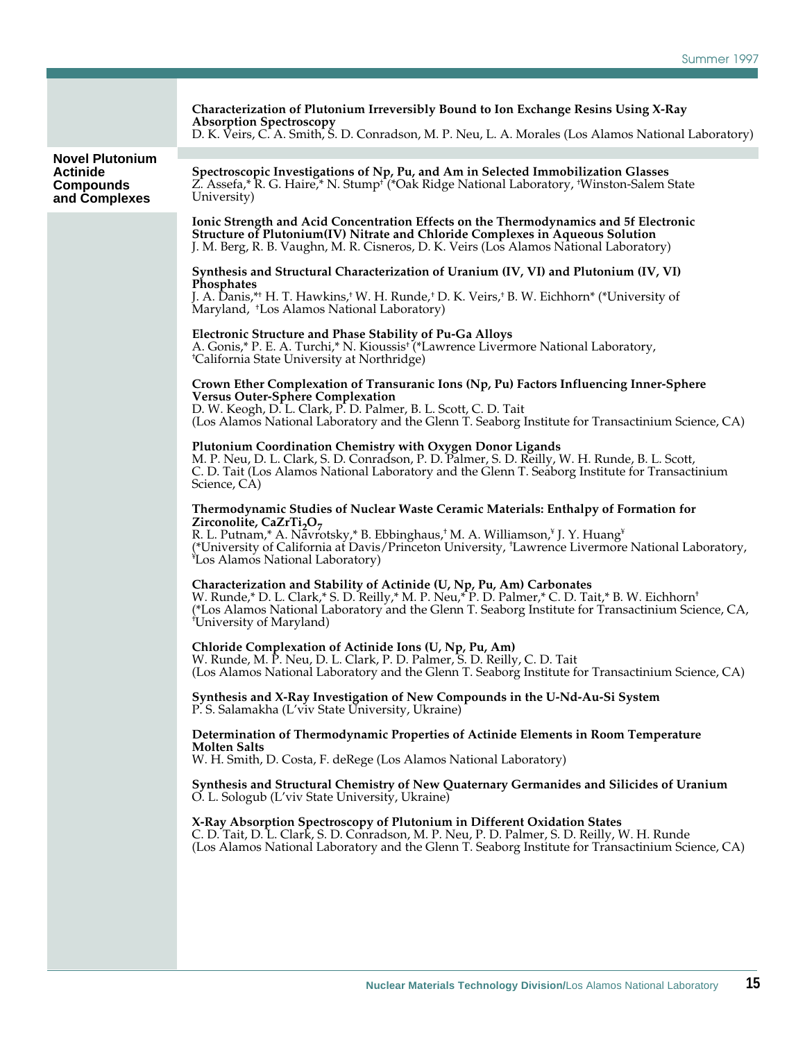**Characterization of Plutonium Irreversibly Bound to Ion Exchange Resins Using X-Ray Absorption Spectroscopy**
D. K. Veirs, C. A. Smith, S. D. Conradson, M. P. Neu, L. A. Morales (Los Alamos National Laboratory)

## Novel Plutonium Actinide Compounds and Complexes

**Spectroscopic Investigations of Np, Pu, and Am in Selected Immobilization Glasses**
Z. Assefa,* R. G. Haire,* N. Stump† (*Oak Ridge National Laboratory, †Winston-Salem State University)

**Ionic Strength and Acid Concentration Effects on the Thermodynamics and 5f Electronic Structure of Plutonium(IV) Nitrate and Chloride Complexes in Aqueous Solution**
J. M. Berg, R. B. Vaughn, M. R. Cisneros, D. K. Veirs (Los Alamos National Laboratory)

**Synthesis and Structural Characterization of Uranium (IV, VI) and Plutonium (IV, VI) Phosphates**
J. A. Danis,*† H. T. Hawkins,† W. H. Runde,† D. K. Veirs,† B. W. Eichhorn* (*University of Maryland, †Los Alamos National Laboratory)

**Electronic Structure and Phase Stability of Pu-Ga Alloys**
A. Gonis,* P. E. A. Turchi,* N. Kioussis† (*Lawrence Livermore National Laboratory, †California State University at Northridge)

**Crown Ether Complexation of Transuranic Ions (Np, Pu) Factors Influencing Inner-Sphere Versus Outer-Sphere Complexation**
D. W. Keogh, D. L. Clark, P. D. Palmer, B. L. Scott, C. D. Tait
(Los Alamos National Laboratory and the Glenn T. Seaborg Institute for Transactinium Science, CA)

**Plutonium Coordination Chemistry with Oxygen Donor Ligands**
M. P. Neu, D. L. Clark, S. D. Conradson, P. D. Palmer, S. D. Reilly, W. H. Runde, B. L. Scott, C. D. Tait (Los Alamos National Laboratory and the Glenn T. Seaborg Institute for Transactinium Science, CA)

**Thermodynamic Studies of Nuclear Waste Ceramic Materials: Enthalpy of Formation for Zirconolite, $CaZrTi_2O_7$**
R. L. Putnam,* A. Navrotsky,* B. Ebbinghaus,† M. A. Williamson,¥ J. Y. Huang¥
(*University of California at Davis/Princeton University, †Lawrence Livermore National Laboratory, ¥Los Alamos National Laboratory)

**Characterization and Stability of Actinide (U, Np, Pu, Am) Carbonates**
W. Runde,* D. L. Clark,* S. D. Reilly,* M. P. Neu,* P. D. Palmer,* C. D. Tait,* B. W. Eichhorn†
(*Los Alamos National Laboratory and the Glenn T. Seaborg Institute for Transactinium Science, CA, †University of Maryland)

**Chloride Complexation of Actinide Ions (U, Np, Pu, Am)**
W. Runde, M. P. Neu, D. L. Clark, P. D. Palmer, S. D. Reilly, C. D. Tait
(Los Alamos National Laboratory and the Glenn T. Seaborg Institute for Transactinium Science, CA)

**Synthesis and X-Ray Investigation of New Compounds in the U-Nd-Au-Si System**
P. S. Salamakha (L'viv State University, Ukraine)

**Determination of Thermodynamic Properties of Actinide Elements in Room Temperature Molten Salts**
W. H. Smith, D. Costa, F. deRege (Los Alamos National Laboratory)

**Synthesis and Structural Chemistry of New Quaternary Germanides and Silicides of Uranium**
O. L. Sologub (L'viv State University, Ukraine)

**X-Ray Absorption Spectroscopy of Plutonium in Different Oxidation States**
C. D. Tait, D. L. Clark, S. D. Conradson, M. P. Neu, P. D. Palmer, S. D. Reilly, W. H. Runde
(Los Alamos National Laboratory and the Glenn T. Seaborg Institute for Transactinium Science, CA)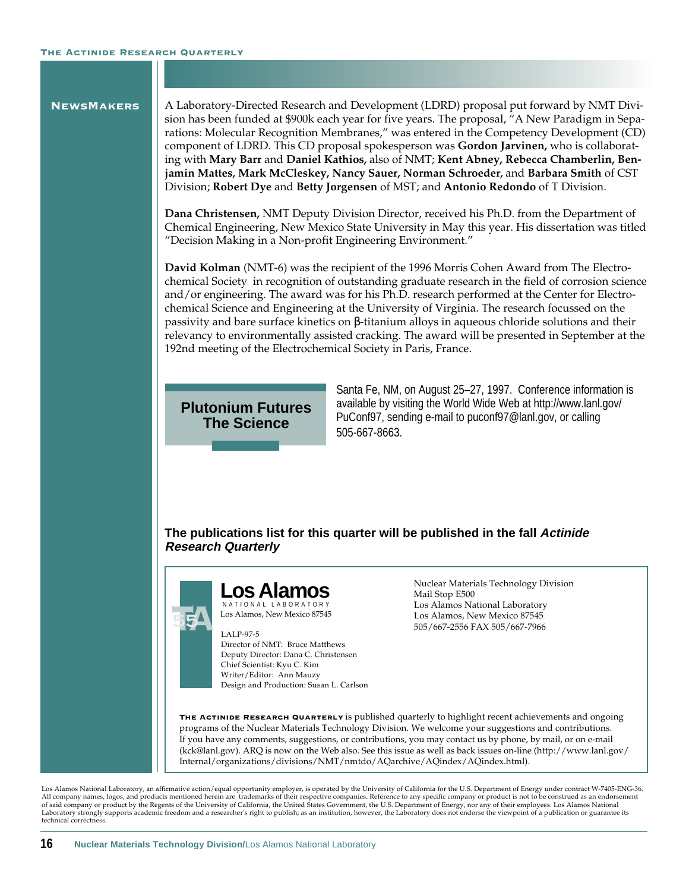## Newsmakers

A Laboratory-Directed Research and Development (LDRD) proposal put forward by NMT Division has been funded at $900k each year for five years. The proposal, "A New Paradigm in Separations: Molecular Recognition Membranes," was entered in the Competency Development (CD) component of LDRD. This CD proposal spokesperson was **Gordon Jarvinen,** who is collaborating with **Mary Barr** and **Daniel Kathios,** also of NMT; **Kent Abney, Rebecca Chamberlin, Benjamin Mattes, Mark McCleskey, Nancy Sauer, Norman Schroeder,** and **Barbara Smith** of CST Division; **Robert Dye** and **Betty Jorgensen** of MST; and **Antonio Redondo** of T Division.

**Dana Christensen,** NMT Deputy Division Director, received his Ph.D. from the Department of Chemical Engineering, New Mexico State University in May this year. His dissertation was titled "Decision Making in a Non-profit Engineering Environment."

**David Kolman** (NMT-6) was the recipient of the 1996 Morris Cohen Award from The Electrochemical Society in recognition of outstanding graduate research in the field of corrosion science and/or engineering. The award was for his Ph.D. research performed at the Center for Electrochemical Science and Engineering at the University of Virginia. The research focussed on the passivity and bare surface kinetics on β-titanium alloys in aqueous chloride solutions and their relevancy to environmentally assisted cracking. The award will be presented in September at the 192nd meeting of the Electrochemical Society in Paris, France.

**Plutonium Futures**
**The Science**

Santa Fe, NM, on August 25–27, 1997. Conference information is available by visiting the World Wide Web at http://www.lanl.gov/PuConf97, sending e-mail to puconf97@lanl.gov, or calling 505-667-8663.

**The publications list for this quarter will be published in the fall *Actinide Research Quarterly***

**Los Alamos**
NATIONAL LABORATORY
Los Alamos, New Mexico 87545

LALP-97-5
Director of NMT: Bruce Matthews
Deputy Director: Dana C. Christensen
Chief Scientist: Kyu C. Kim
Writer/Editor: Ann Mauzy
Design and Production: Susan L. Carlson

Nuclear Materials Technology Division
Mail Stop E500
Los Alamos National Laboratory
Los Alamos, New Mexico 87545
505/667-2556 FAX 505/667-7966

**The Actinide Research Quarterly** is published quarterly to highlight recent achievements and ongoing programs of the Nuclear Materials Technology Division. We welcome your suggestions and contributions. If you have any comments, suggestions, or contributions, you may contact us by phone, by mail, or on e-mail (kck@lanl.gov). ARQ is now on the Web also. See this issue as well as back issues on-line (http://www.lanl.gov/Internal/organizations/divisions/NMT/nmtdo/AQarchive/AQindex/AQindex.html).

Los Alamos National Laboratory, an affirmative action/equal opportunity employer, is operated by the University of California for the U.S. Department of Energy under contract W-7405-ENG-36. All company names, logos, and products mentioned herein are trademarks of their respective companies. Reference to any specific company or product is not to be construed as an endorsement of said company or product by the Regents of the University of California, the United States Government, the U.S. Department of Energy, nor any of their employees. Los Alamos National Laboratory strongly supports academic freedom and a researcher's right to publish; as an institution, however, the Laboratory does not endorse the viewpoint of a publication or guarantee its technical correctness.